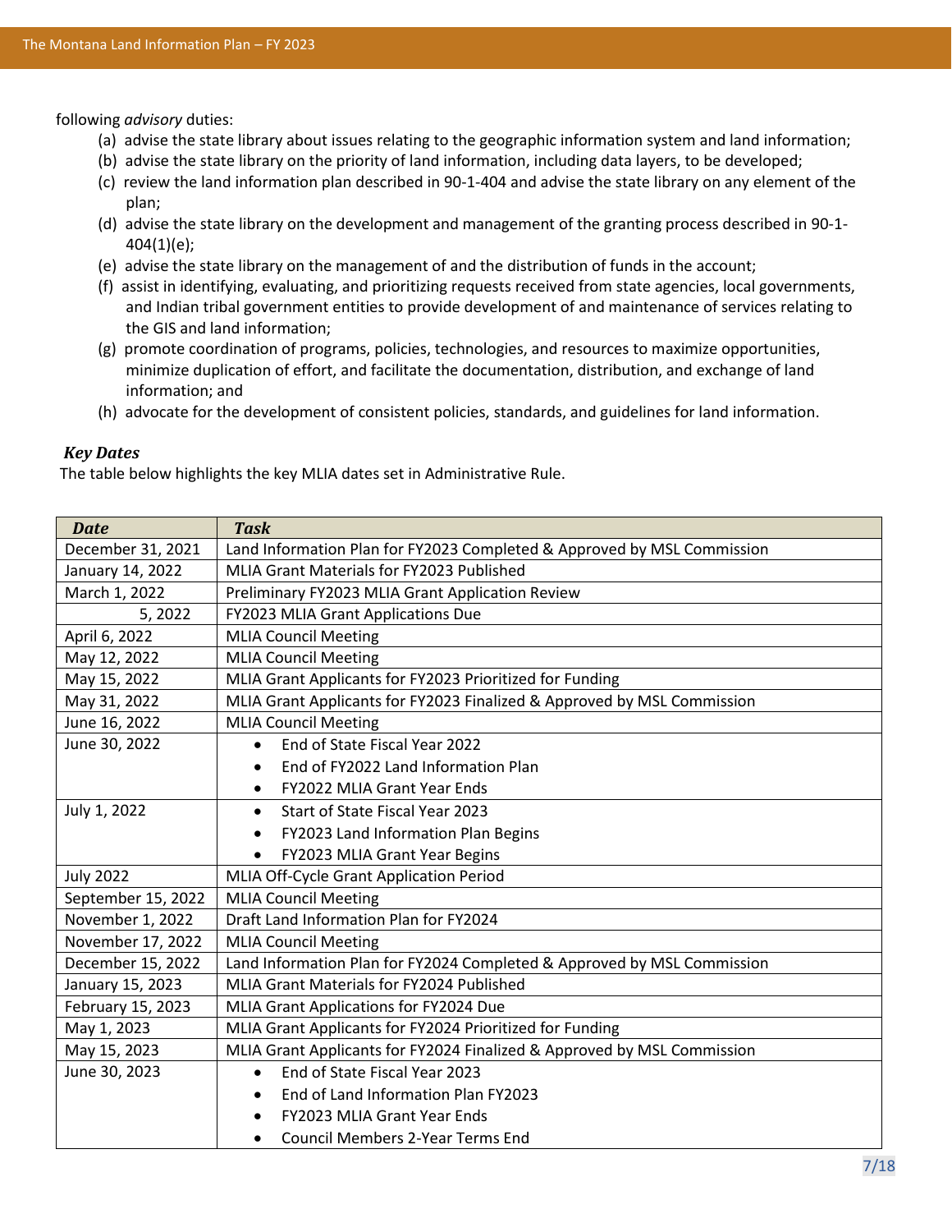following *advisory* duties:

(a) advise the state library about issues relating to the geographic information system and land information;
(b) advise the state library on the priority of land information, including data layers, to be developed;
(c) review the land information plan described in 90-1-404 and advise the state library on any element of the plan;
(d) advise the state library on the development and management of the granting process described in 90-1-404(1)(e);
(e) advise the state library on the management of and the distribution of funds in the account;
(f) assist in identifying, evaluating, and prioritizing requests received from state agencies, local governments, and Indian tribal government entities to provide development of and maintenance of services relating to the GIS and land information;
(g) promote coordination of programs, policies, technologies, and resources to maximize opportunities, minimize duplication of effort, and facilitate the documentation, distribution, and exchange of land information; and
(h) advocate for the development of consistent policies, standards, and guidelines for land information.

### *Key Dates*

The table below highlights the key MLIA dates set in Administrative Rule.

| *Date* | *Task* |
|---|---|
| December 31, 2021 | Land Information Plan for FY2023 Completed & Approved by MSL Commission |
| January 14, 2022 | MLIA Grant Materials for FY2023 Published |
| March 1, 2022 | Preliminary FY2023 MLIA Grant Application Review |
| 5, 2022 | FY2023 MLIA Grant Applications Due |
| April 6, 2022 | MLIA Council Meeting |
| May 12, 2022 | MLIA Council Meeting |
| May 15, 2022 | MLIA Grant Applicants for FY2023 Prioritized for Funding |
| May 31, 2022 | MLIA Grant Applicants for FY2023 Finalized & Approved by MSL Commission |
| June 16, 2022 | MLIA Council Meeting |
| June 30, 2022 | • End of State Fiscal Year 2022<br>• End of FY2022 Land Information Plan<br>• FY2022 MLIA Grant Year Ends |
| July 1, 2022 | • Start of State Fiscal Year 2023<br>• FY2023 Land Information Plan Begins<br>• FY2023 MLIA Grant Year Begins |
| July 2022 | MLIA Off-Cycle Grant Application Period |
| September 15, 2022 | MLIA Council Meeting |
| November 1, 2022 | Draft Land Information Plan for FY2024 |
| November 17, 2022 | MLIA Council Meeting |
| December 15, 2022 | Land Information Plan for FY2024 Completed & Approved by MSL Commission |
| January 15, 2023 | MLIA Grant Materials for FY2024 Published |
| February 15, 2023 | MLIA Grant Applications for FY2024 Due |
| May 1, 2023 | MLIA Grant Applicants for FY2024 Prioritized for Funding |
| May 15, 2023 | MLIA Grant Applicants for FY2024 Finalized & Approved by MSL Commission |
| June 30, 2023 | • End of State Fiscal Year 2023<br>• End of Land Information Plan FY2023<br>• FY2023 MLIA Grant Year Ends<br>• Council Members 2-Year Terms End |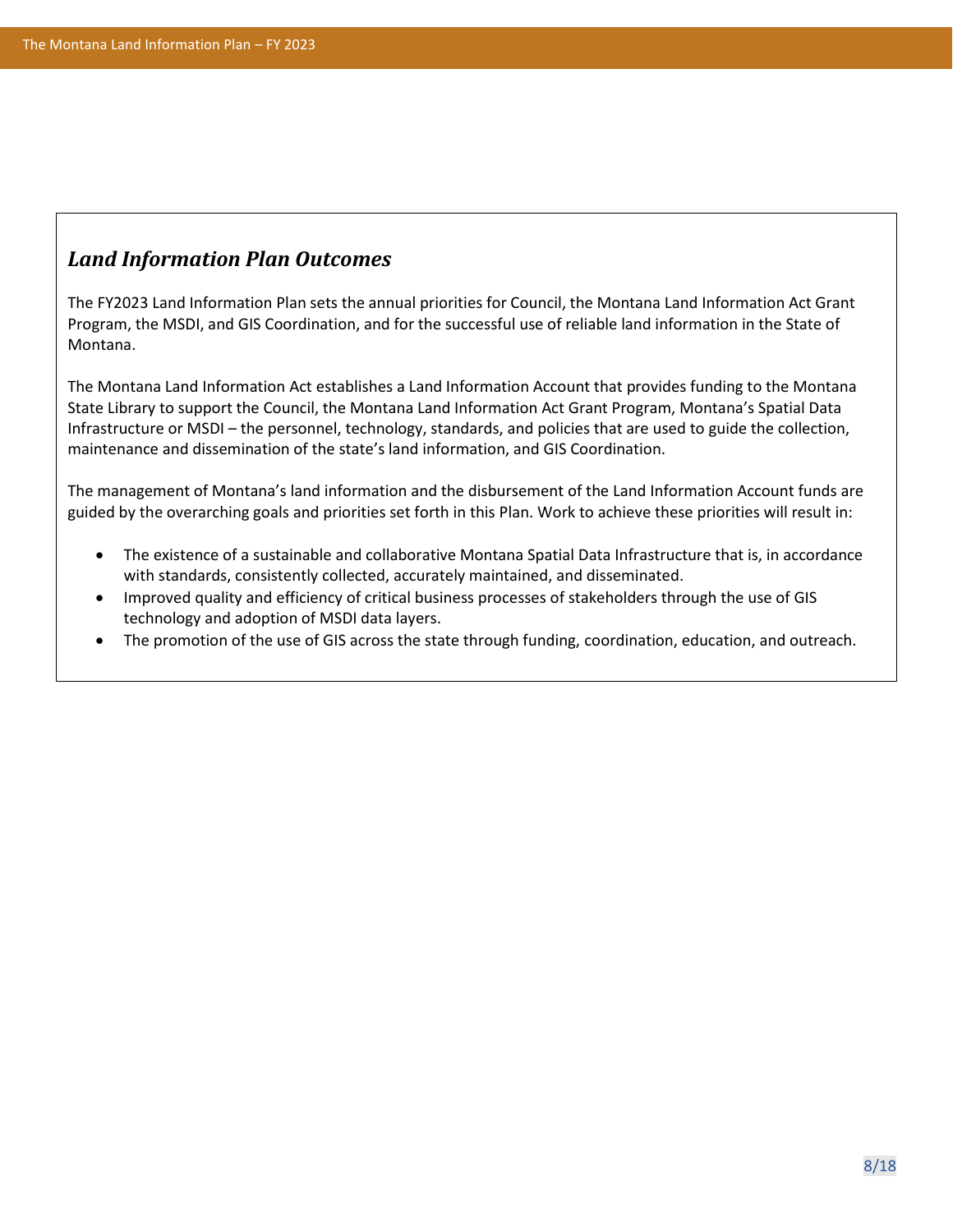## *Land Information Plan Outcomes*

The FY2023 Land Information Plan sets the annual priorities for Council, the Montana Land Information Act Grant Program, the MSDI, and GIS Coordination, and for the successful use of reliable land information in the State of Montana.

The Montana Land Information Act establishes a Land Information Account that provides funding to the Montana State Library to support the Council, the Montana Land Information Act Grant Program, Montana's Spatial Data Infrastructure or MSDI – the personnel, technology, standards, and policies that are used to guide the collection, maintenance and dissemination of the state's land information, and GIS Coordination.

The management of Montana's land information and the disbursement of the Land Information Account funds are guided by the overarching goals and priorities set forth in this Plan. Work to achieve these priorities will result in:

- The existence of a sustainable and collaborative Montana Spatial Data Infrastructure that is, in accordance with standards, consistently collected, accurately maintained, and disseminated.
- Improved quality and efficiency of critical business processes of stakeholders through the use of GIS technology and adoption of MSDI data layers.
- The promotion of the use of GIS across the state through funding, coordination, education, and outreach.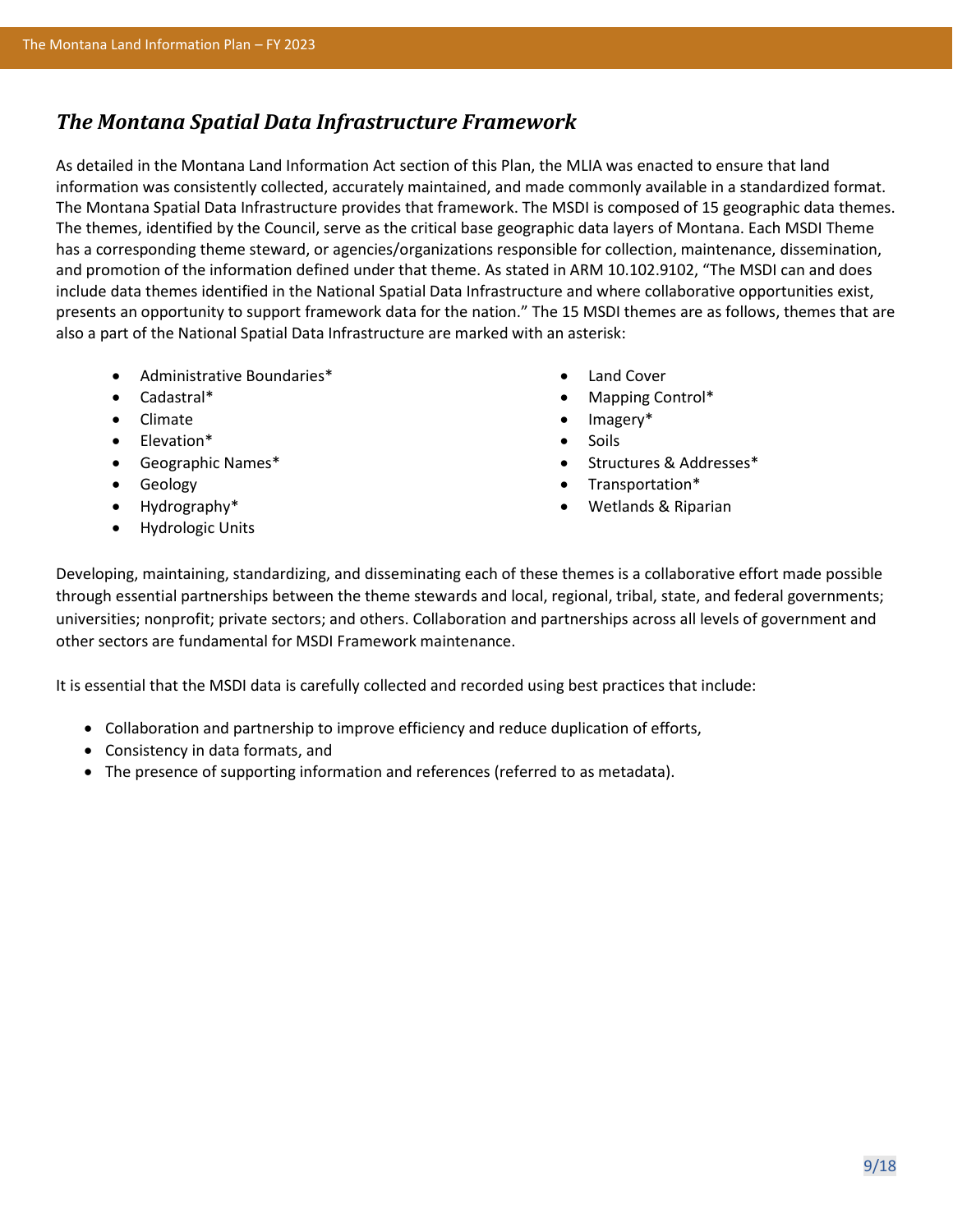## *The Montana Spatial Data Infrastructure Framework*

As detailed in the Montana Land Information Act section of this Plan, the MLIA was enacted to ensure that land information was consistently collected, accurately maintained, and made commonly available in a standardized format. The Montana Spatial Data Infrastructure provides that framework. The MSDI is composed of 15 geographic data themes. The themes, identified by the Council, serve as the critical base geographic data layers of Montana. Each MSDI Theme has a corresponding theme steward, or agencies/organizations responsible for collection, maintenance, dissemination, and promotion of the information defined under that theme. As stated in ARM 10.102.9102, "The MSDI can and does include data themes identified in the National Spatial Data Infrastructure and where collaborative opportunities exist, presents an opportunity to support framework data for the nation." The 15 MSDI themes are as follows, themes that are also a part of the National Spatial Data Infrastructure are marked with an asterisk:

- Administrative Boundaries*
- Cadastral*
- Climate
- Elevation*
- Geographic Names*
- Geology
- Hydrography*
- Hydrologic Units
- Land Cover
- Mapping Control*
- Imagery*
- Soils
- Structures & Addresses*
- Transportation*
- Wetlands & Riparian

Developing, maintaining, standardizing, and disseminating each of these themes is a collaborative effort made possible through essential partnerships between the theme stewards and local, regional, tribal, state, and federal governments; universities; nonprofit; private sectors; and others. Collaboration and partnerships across all levels of government and other sectors are fundamental for MSDI Framework maintenance.

It is essential that the MSDI data is carefully collected and recorded using best practices that include:

- Collaboration and partnership to improve efficiency and reduce duplication of efforts,
- Consistency in data formats, and
- The presence of supporting information and references (referred to as metadata).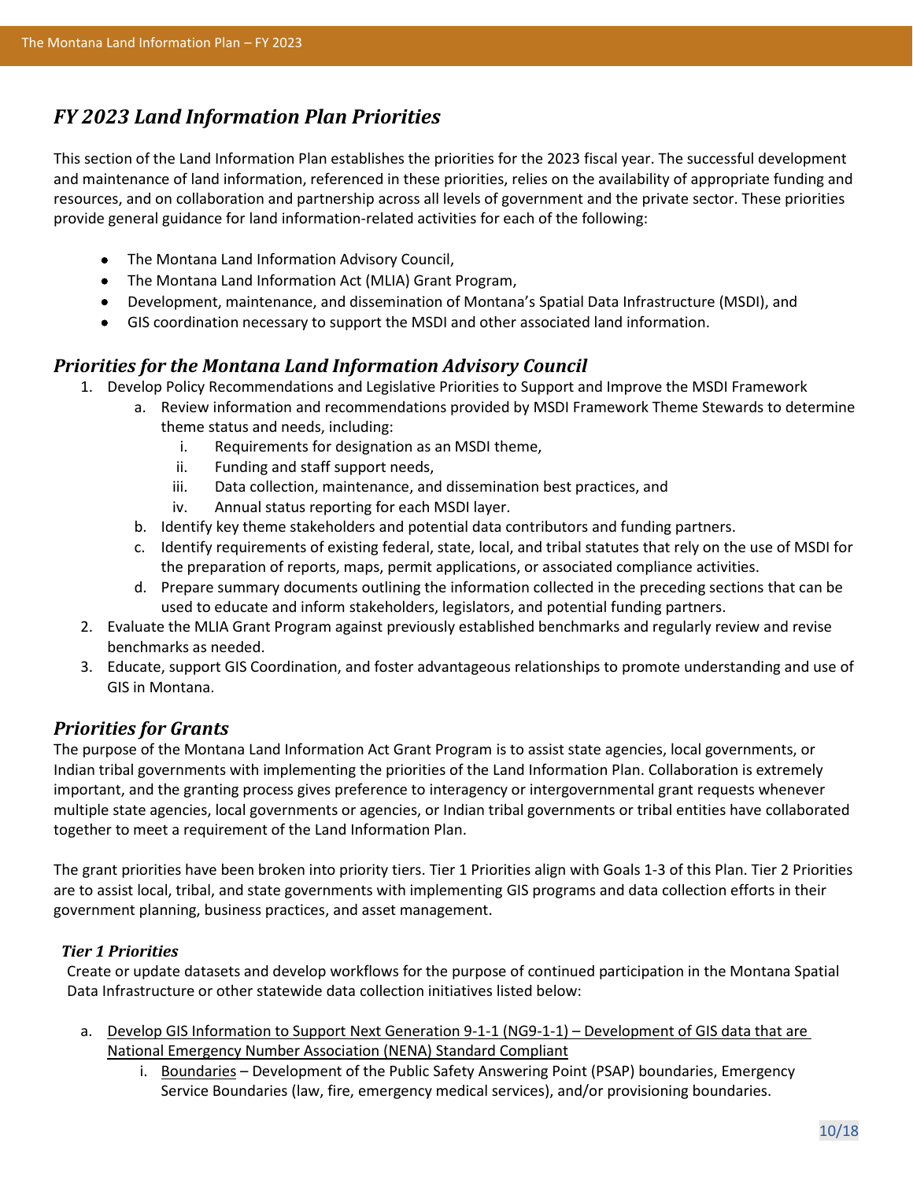## *FY 2023 Land Information Plan Priorities*

This section of the Land Information Plan establishes the priorities for the 2023 fiscal year. The successful development and maintenance of land information, referenced in these priorities, relies on the availability of appropriate funding and resources, and on collaboration and partnership across all levels of government and the private sector. These priorities provide general guidance for land information-related activities for each of the following:

- The Montana Land Information Advisory Council,
- The Montana Land Information Act (MLIA) Grant Program,
- Development, maintenance, and dissemination of Montana's Spatial Data Infrastructure (MSDI), and
- GIS coordination necessary to support the MSDI and other associated land information.

### *Priorities for the Montana Land Information Advisory Council*

1. Develop Policy Recommendations and Legislative Priorities to Support and Improve the MSDI Framework
    a. Review information and recommendations provided by MSDI Framework Theme Stewards to determine theme status and needs, including:
        i. Requirements for designation as an MSDI theme,
        ii. Funding and staff support needs,
        iii. Data collection, maintenance, and dissemination best practices, and
        iv. Annual status reporting for each MSDI layer.
    b. Identify key theme stakeholders and potential data contributors and funding partners.
    c. Identify requirements of existing federal, state, local, and tribal statutes that rely on the use of MSDI for the preparation of reports, maps, permit applications, or associated compliance activities.
    d. Prepare summary documents outlining the information collected in the preceding sections that can be used to educate and inform stakeholders, legislators, and potential funding partners.
2. Evaluate the MLIA Grant Program against previously established benchmarks and regularly review and revise benchmarks as needed.
3. Educate, support GIS Coordination, and foster advantageous relationships to promote understanding and use of GIS in Montana.

### *Priorities for Grants*

The purpose of the Montana Land Information Act Grant Program is to assist state agencies, local governments, or Indian tribal governments with implementing the priorities of the Land Information Plan. Collaboration is extremely important, and the granting process gives preference to interagency or intergovernmental grant requests whenever multiple state agencies, local governments or agencies, or Indian tribal governments or tribal entities have collaborated together to meet a requirement of the Land Information Plan.

The grant priorities have been broken into priority tiers. Tier 1 Priorities align with Goals 1-3 of this Plan. Tier 2 Priorities are to assist local, tribal, and state governments with implementing GIS programs and data collection efforts in their government planning, business practices, and asset management.

#### *Tier 1 Priorities*

Create or update datasets and develop workflows for the purpose of continued participation in the Montana Spatial Data Infrastructure or other statewide data collection initiatives listed below:

a. <u>Develop GIS Information to Support Next Generation 9-1-1 (NG9-1-1) – Development of GIS data that are National Emergency Number Association (NENA) Standard Compliant</u>
    i. <u>Boundaries</u> – Development of the Public Safety Answering Point (PSAP) boundaries, Emergency Service Boundaries (law, fire, emergency medical services), and/or provisioning boundaries.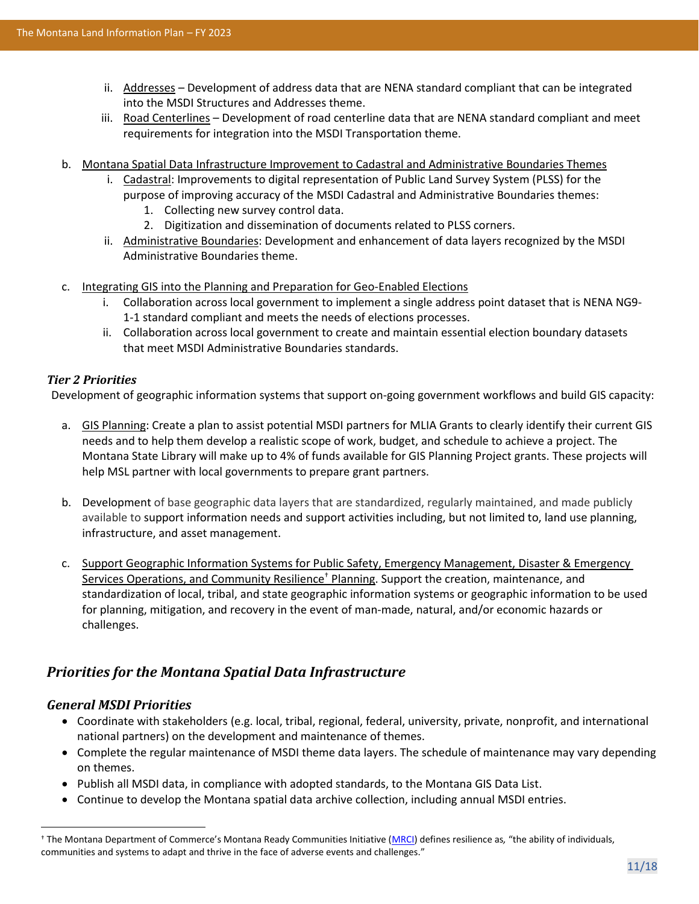ii. Addresses – Development of address data that are NENA standard compliant that can be integrated into the MSDI Structures and Addresses theme.
   iii. Road Centerlines – Development of road centerline data that are NENA standard compliant and meet requirements for integration into the MSDI Transportation theme.

b. Montana Spatial Data Infrastructure Improvement to Cadastral and Administrative Boundaries Themes
   i. Cadastral: Improvements to digital representation of Public Land Survey System (PLSS) for the purpose of improving accuracy of the MSDI Cadastral and Administrative Boundaries themes:
      1. Collecting new survey control data.
      2. Digitization and dissemination of documents related to PLSS corners.
   ii. Administrative Boundaries: Development and enhancement of data layers recognized by the MSDI Administrative Boundaries theme.

c. Integrating GIS into the Planning and Preparation for Geo-Enabled Elections
   i. Collaboration across local government to implement a single address point dataset that is NENA NG9-1-1 standard compliant and meets the needs of elections processes.
   ii. Collaboration across local government to create and maintain essential election boundary datasets that meet MSDI Administrative Boundaries standards.

### *Tier 2 Priorities*

Development of geographic information systems that support on-going government workflows and build GIS capacity:

a. GIS Planning: Create a plan to assist potential MSDI partners for MLIA Grants to clearly identify their current GIS needs and to help them develop a realistic scope of work, budget, and schedule to achieve a project. The Montana State Library will make up to 4% of funds available for GIS Planning Project grants. These projects will help MSL partner with local governments to prepare grant partners.

b. Development of base geographic data layers that are standardized, regularly maintained, and made publicly available to support information needs and support activities including, but not limited to, land use planning, infrastructure, and asset management.

c. Support Geographic Information Systems for Public Safety, Emergency Management, Disaster & Emergency Services Operations, and Community Resilience† Planning. Support the creation, maintenance, and standardization of local, tribal, and state geographic information systems or geographic information to be used for planning, mitigation, and recovery in the event of man-made, natural, and/or economic hazards or challenges.

## *Priorities for the Montana Spatial Data Infrastructure*

### *General MSDI Priorities*

- Coordinate with stakeholders (e.g. local, tribal, regional, federal, university, private, nonprofit, and international national partners) on the development and maintenance of themes.
- Complete the regular maintenance of MSDI theme data layers. The schedule of maintenance may vary depending on themes.
- Publish all MSDI data, in compliance with adopted standards, to the Montana GIS Data List.
- Continue to develop the Montana spatial data archive collection, including annual MSDI entries.

† The Montana Department of Commerce's Montana Ready Communities Initiative (MRCI) defines resilience as, "the ability of individuals, communities and systems to adapt and thrive in the face of adverse events and challenges."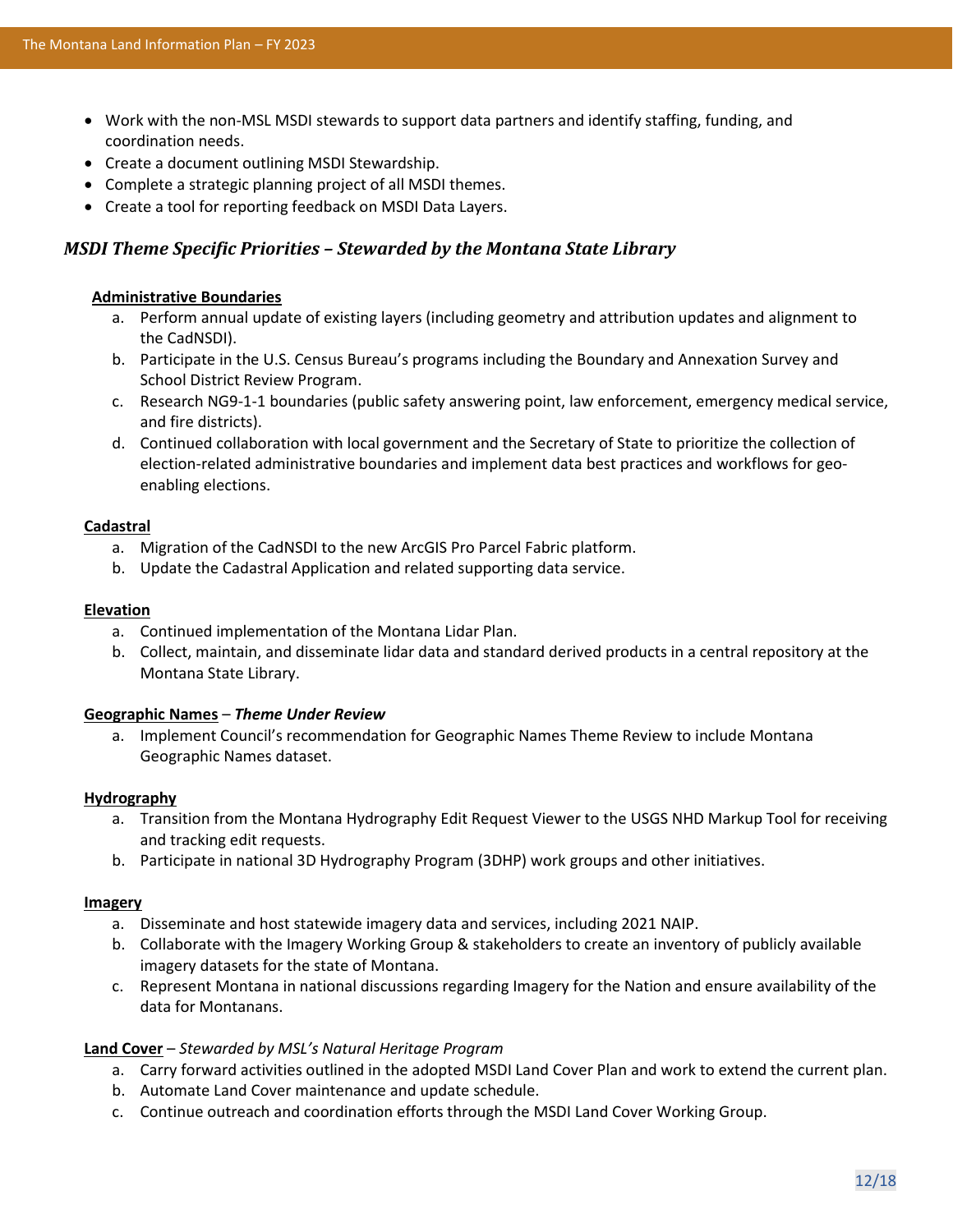- Work with the non-MSL MSDI stewards to support data partners and identify staffing, funding, and coordination needs.
- Create a document outlining MSDI Stewardship.
- Complete a strategic planning project of all MSDI themes.
- Create a tool for reporting feedback on MSDI Data Layers.

### *MSDI Theme Specific Priorities – Stewarded by the Montana State Library*

**Administrative Boundaries**

a. Perform annual update of existing layers (including geometry and attribution updates and alignment to the CadNSDI).
b. Participate in the U.S. Census Bureau's programs including the Boundary and Annexation Survey and School District Review Program.
c. Research NG9-1-1 boundaries (public safety answering point, law enforcement, emergency medical service, and fire districts).
d. Continued collaboration with local government and the Secretary of State to prioritize the collection of election-related administrative boundaries and implement data best practices and workflows for geo-enabling elections.

**Cadastral**

a. Migration of the CadNSDI to the new ArcGIS Pro Parcel Fabric platform.
b. Update the Cadastral Application and related supporting data service.

**Elevation**

a. Continued implementation of the Montana Lidar Plan.
b. Collect, maintain, and disseminate lidar data and standard derived products in a central repository at the Montana State Library.

**Geographic Names** – ***Theme Under Review***

a. Implement Council's recommendation for Geographic Names Theme Review to include Montana Geographic Names dataset.

**Hydrography**

a. Transition from the Montana Hydrography Edit Request Viewer to the USGS NHD Markup Tool for receiving and tracking edit requests.
b. Participate in national 3D Hydrography Program (3DHP) work groups and other initiatives.

**Imagery**

a. Disseminate and host statewide imagery data and services, including 2021 NAIP.
b. Collaborate with the Imagery Working Group & stakeholders to create an inventory of publicly available imagery datasets for the state of Montana.
c. Represent Montana in national discussions regarding Imagery for the Nation and ensure availability of the data for Montanans.

**Land Cover** – *Stewarded by MSL's Natural Heritage Program*

a. Carry forward activities outlined in the adopted MSDI Land Cover Plan and work to extend the current plan.
b. Automate Land Cover maintenance and update schedule.
c. Continue outreach and coordination efforts through the MSDI Land Cover Working Group.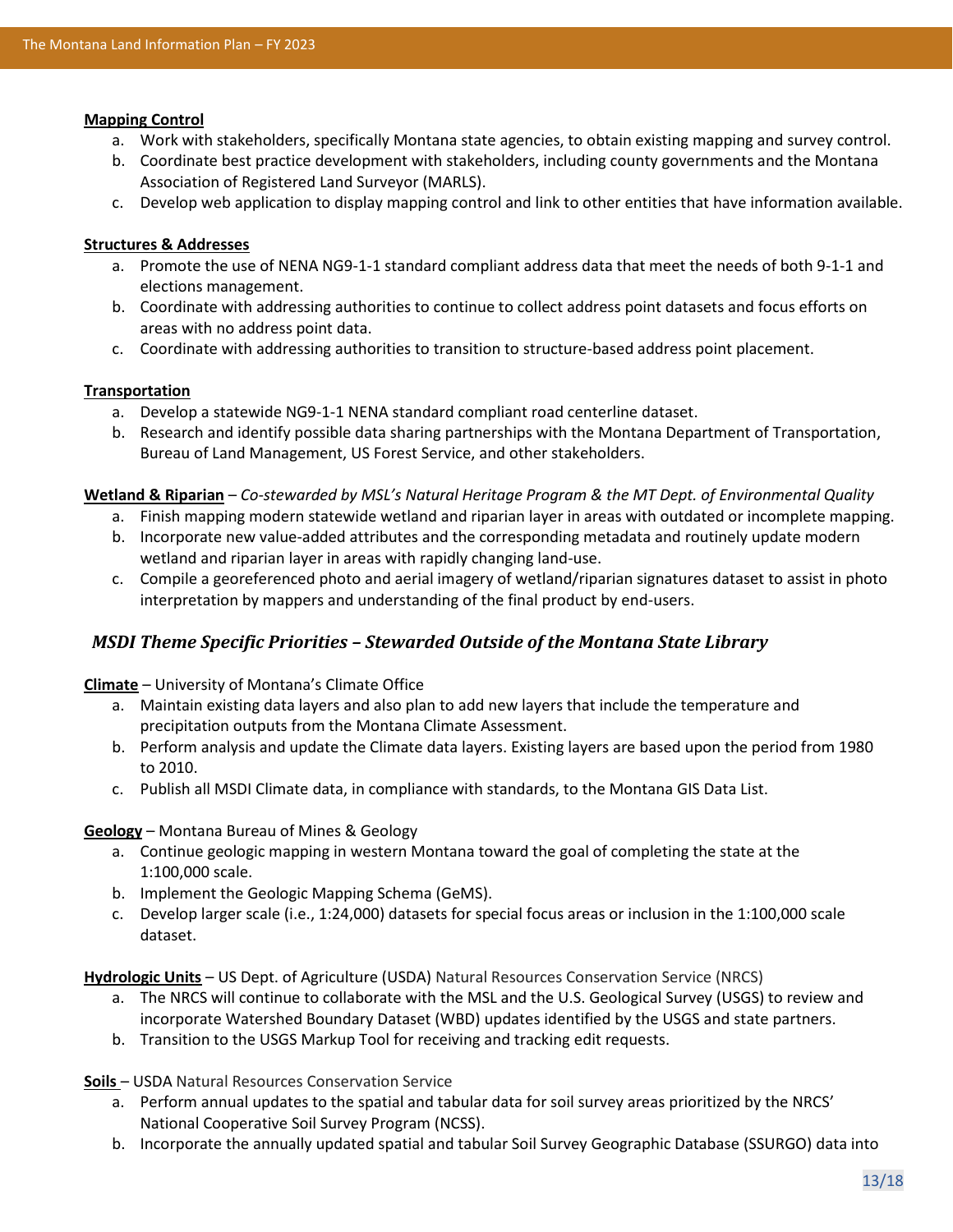**Mapping Control**

a. Work with stakeholders, specifically Montana state agencies, to obtain existing mapping and survey control.
b. Coordinate best practice development with stakeholders, including county governments and the Montana Association of Registered Land Surveyor (MARLS).
c. Develop web application to display mapping control and link to other entities that have information available.

**Structures & Addresses**

a. Promote the use of NENA NG9-1-1 standard compliant address data that meet the needs of both 9-1-1 and elections management.
b. Coordinate with addressing authorities to continue to collect address point datasets and focus efforts on areas with no address point data.
c. Coordinate with addressing authorities to transition to structure-based address point placement.

**Transportation**

a. Develop a statewide NG9-1-1 NENA standard compliant road centerline dataset.
b. Research and identify possible data sharing partnerships with the Montana Department of Transportation, Bureau of Land Management, US Forest Service, and other stakeholders.

**Wetland & Riparian** – *Co-stewarded by MSL's Natural Heritage Program & the MT Dept. of Environmental Quality*

a. Finish mapping modern statewide wetland and riparian layer in areas with outdated or incomplete mapping.
b. Incorporate new value-added attributes and the corresponding metadata and routinely update modern wetland and riparian layer in areas with rapidly changing land-use.
c. Compile a georeferenced photo and aerial imagery of wetland/riparian signatures dataset to assist in photo interpretation by mappers and understanding of the final product by end-users.

## *MSDI Theme Specific Priorities – Stewarded Outside of the Montana State Library*

**Climate** – University of Montana's Climate Office

a. Maintain existing data layers and also plan to add new layers that include the temperature and precipitation outputs from the Montana Climate Assessment.
b. Perform analysis and update the Climate data layers. Existing layers are based upon the period from 1980 to 2010.
c. Publish all MSDI Climate data, in compliance with standards, to the Montana GIS Data List.

**Geology** – Montana Bureau of Mines & Geology

a. Continue geologic mapping in western Montana toward the goal of completing the state at the 1:100,000 scale.
b. Implement the Geologic Mapping Schema (GeMS).
c. Develop larger scale (i.e., 1:24,000) datasets for special focus areas or inclusion in the 1:100,000 scale dataset.

**Hydrologic Units** – US Dept. of Agriculture (USDA) Natural Resources Conservation Service (NRCS)

a. The NRCS will continue to collaborate with the MSL and the U.S. Geological Survey (USGS) to review and incorporate Watershed Boundary Dataset (WBD) updates identified by the USGS and state partners.
b. Transition to the USGS Markup Tool for receiving and tracking edit requests.

**Soils** – USDA Natural Resources Conservation Service

a. Perform annual updates to the spatial and tabular data for soil survey areas prioritized by the NRCS' National Cooperative Soil Survey Program (NCSS).
b. Incorporate the annually updated spatial and tabular Soil Survey Geographic Database (SSURGO) data into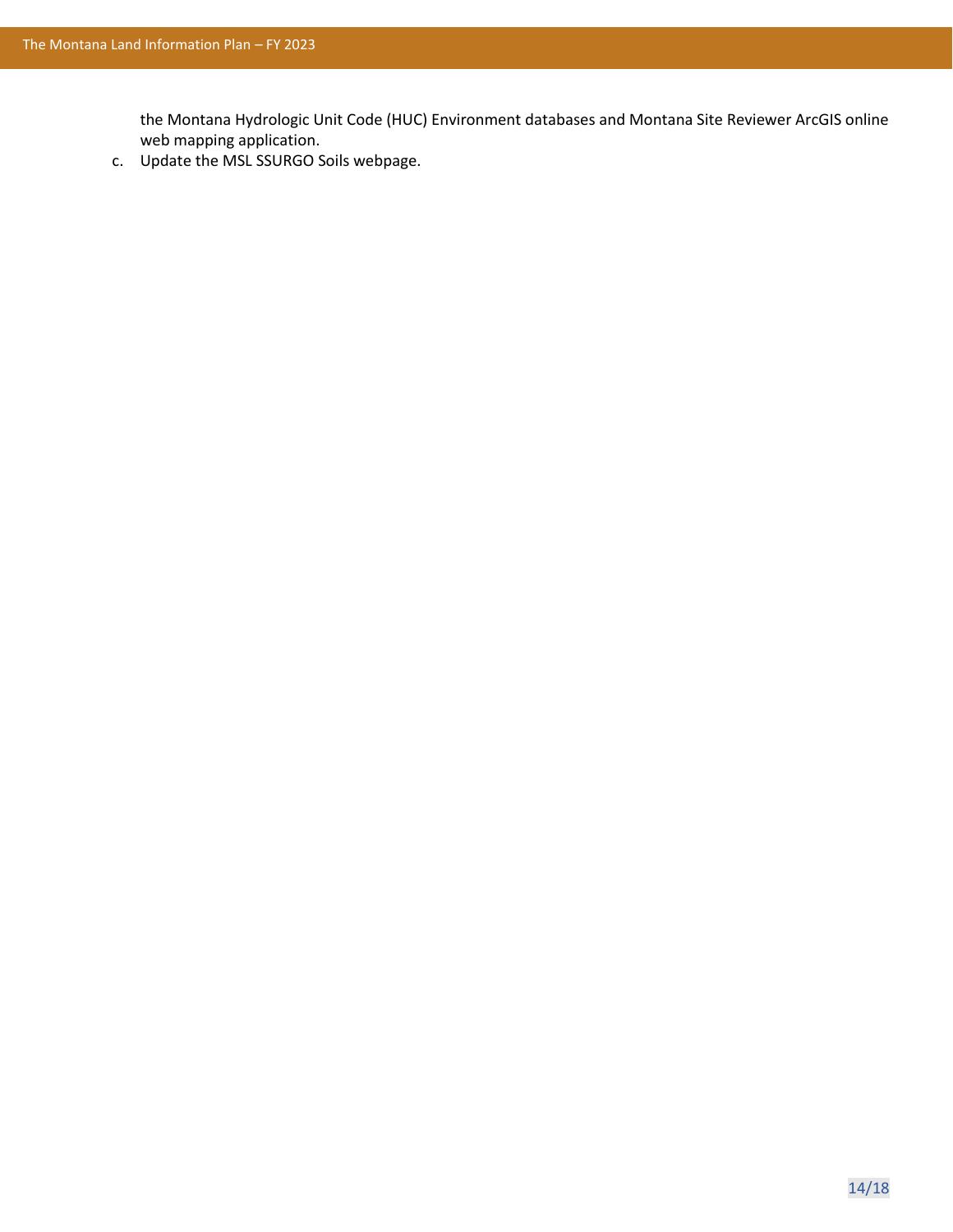the Montana Hydrologic Unit Code (HUC) Environment databases and Montana Site Reviewer ArcGIS online web mapping application.

c. Update the MSL SSURGO Soils webpage.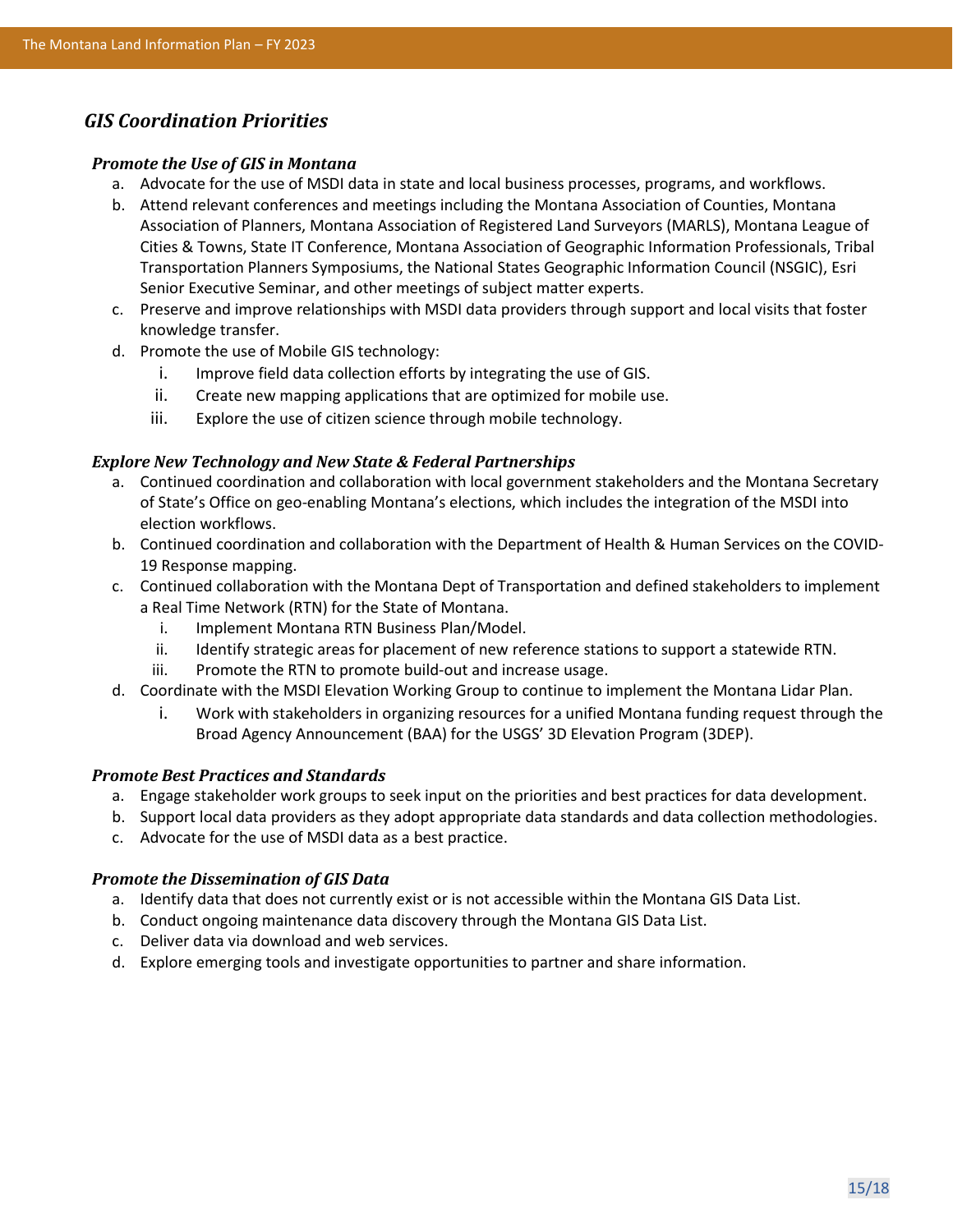## *GIS Coordination Priorities*

### *Promote the Use of GIS in Montana*

a. Advocate for the use of MSDI data in state and local business processes, programs, and workflows.
b. Attend relevant conferences and meetings including the Montana Association of Counties, Montana Association of Planners, Montana Association of Registered Land Surveyors (MARLS), Montana League of Cities & Towns, State IT Conference, Montana Association of Geographic Information Professionals, Tribal Transportation Planners Symposiums, the National States Geographic Information Council (NSGIC), Esri Senior Executive Seminar, and other meetings of subject matter experts.
c. Preserve and improve relationships with MSDI data providers through support and local visits that foster knowledge transfer.
d. Promote the use of Mobile GIS technology:
    i. Improve field data collection efforts by integrating the use of GIS.
    ii. Create new mapping applications that are optimized for mobile use.
    iii. Explore the use of citizen science through mobile technology.

### *Explore New Technology and New State & Federal Partnerships*

a. Continued coordination and collaboration with local government stakeholders and the Montana Secretary of State's Office on geo-enabling Montana's elections, which includes the integration of the MSDI into election workflows.
b. Continued coordination and collaboration with the Department of Health & Human Services on the COVID-19 Response mapping.
c. Continued collaboration with the Montana Dept of Transportation and defined stakeholders to implement a Real Time Network (RTN) for the State of Montana.
    i. Implement Montana RTN Business Plan/Model.
    ii. Identify strategic areas for placement of new reference stations to support a statewide RTN.
    iii. Promote the RTN to promote build-out and increase usage.
d. Coordinate with the MSDI Elevation Working Group to continue to implement the Montana Lidar Plan.
    i. Work with stakeholders in organizing resources for a unified Montana funding request through the Broad Agency Announcement (BAA) for the USGS' 3D Elevation Program (3DEP).

### *Promote Best Practices and Standards*

a. Engage stakeholder work groups to seek input on the priorities and best practices for data development.
b. Support local data providers as they adopt appropriate data standards and data collection methodologies.
c. Advocate for the use of MSDI data as a best practice.

### *Promote the Dissemination of GIS Data*

a. Identify data that does not currently exist or is not accessible within the Montana GIS Data List.
b. Conduct ongoing maintenance data discovery through the Montana GIS Data List.
c. Deliver data via download and web services.
d. Explore emerging tools and investigate opportunities to partner and share information.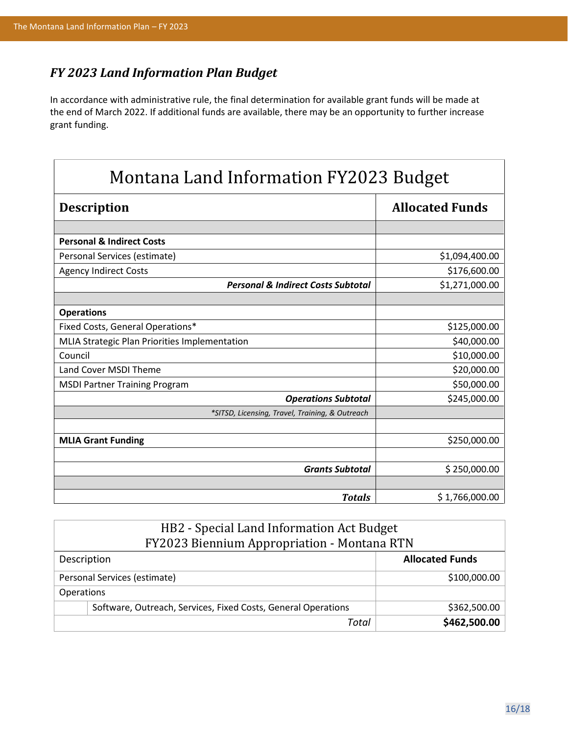### *FY 2023 Land Information Plan Budget*

In accordance with administrative rule, the final determination for available grant funds will be made at the end of March 2022. If additional funds are available, there may be an opportunity to further increase grant funding.

| Montana Land Information FY2023 Budget | |
|---|---|
| **Description** | **Allocated Funds** |
| | |
| **Personal & Indirect Costs** | |
| Personal Services (estimate) | $1,094,400.00 |
| Agency Indirect Costs | $176,600.00 |
| ***Personal & Indirect Costs Subtotal*** | $1,271,000.00 |
| | |
| **Operations** | |
| Fixed Costs, General Operations* | $125,000.00 |
| MLIA Strategic Plan Priorities Implementation | $40,000.00 |
| Council | $10,000.00 |
| Land Cover MSDI Theme | $20,000.00 |
| MSDI Partner Training Program | $50,000.00 |
| ***Operations Subtotal*** | $245,000.00 |
| **SITSD, Licensing, Travel, Training, & Outreach* | |
| | |
| **MLIA Grant Funding** | $250,000.00 |
| | |
| ***Grants Subtotal*** | $ 250,000.00 |
| | |
| ***Totals*** | $ 1,766,000.00 |

| HB2 - Special Land Information Act Budget FY2023 Biennium Appropriation - Montana RTN | | |
|---|---|---|
| Description | | **Allocated Funds** |
| Personal Services (estimate) | | $100,000.00 |
| Operations | | |
| | Software, Outreach, Services, Fixed Costs, General Operations | $362,500.00 |
| | *Total* | **$462,500.00** |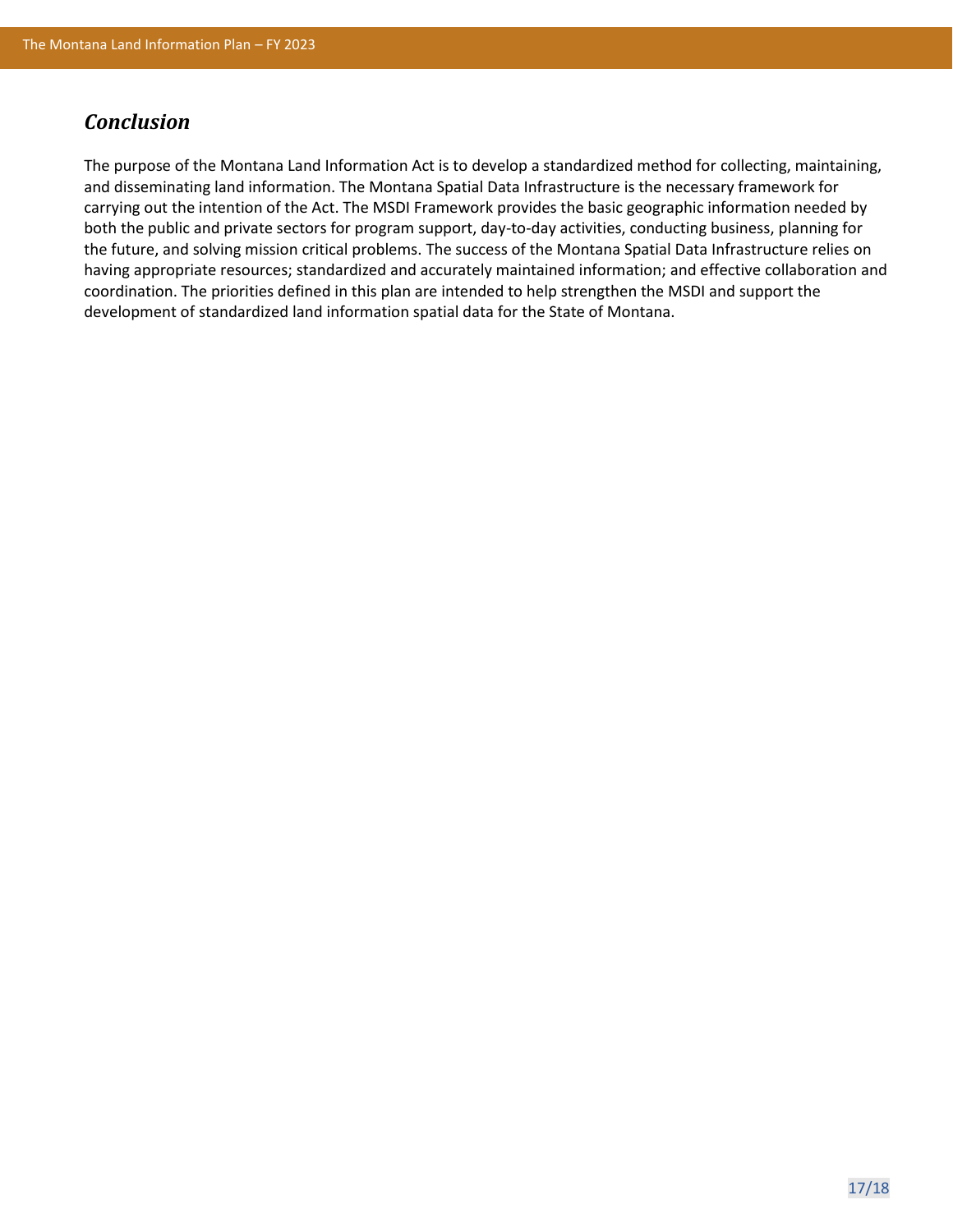## ***Conclusion***

The purpose of the Montana Land Information Act is to develop a standardized method for collecting, maintaining, and disseminating land information. The Montana Spatial Data Infrastructure is the necessary framework for carrying out the intention of the Act. The MSDI Framework provides the basic geographic information needed by both the public and private sectors for program support, day-to-day activities, conducting business, planning for the future, and solving mission critical problems. The success of the Montana Spatial Data Infrastructure relies on having appropriate resources; standardized and accurately maintained information; and effective collaboration and coordination. The priorities defined in this plan are intended to help strengthen the MSDI and support the development of standardized land information spatial data for the State of Montana.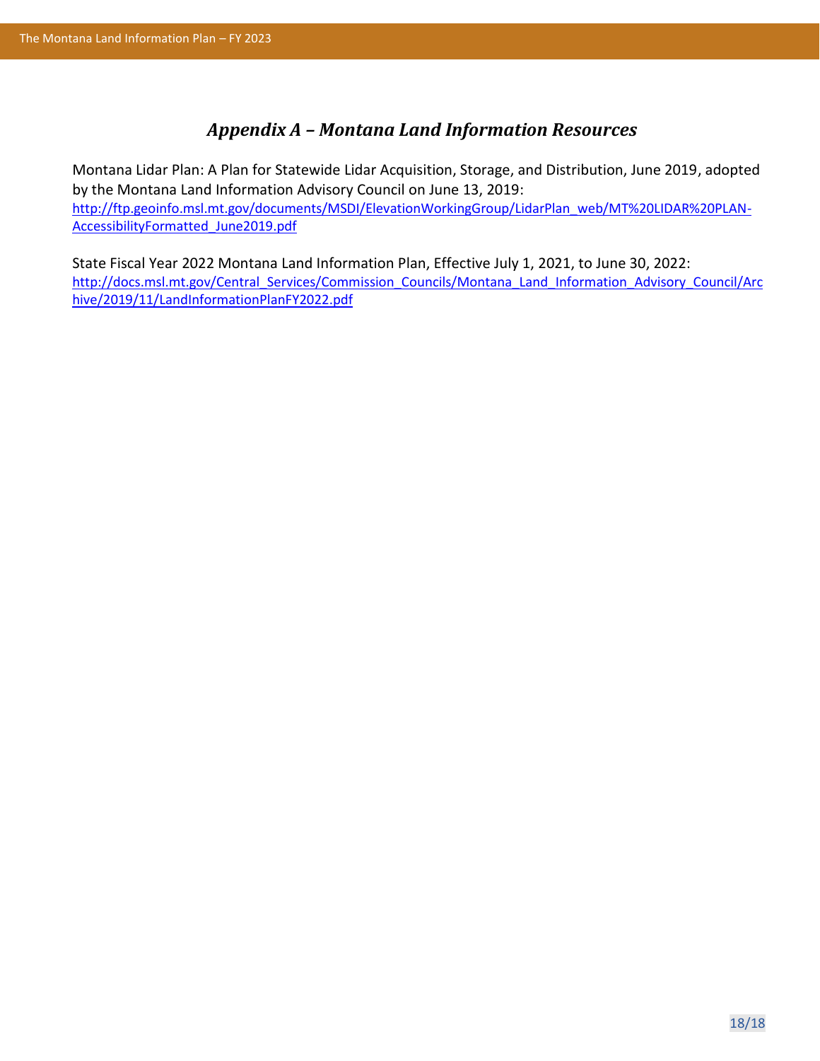## *Appendix A – Montana Land Information Resources*

Montana Lidar Plan: A Plan for Statewide Lidar Acquisition, Storage, and Distribution, June 2019, adopted by the Montana Land Information Advisory Council on June 13, 2019:
http://ftp.geoinfo.msl.mt.gov/documents/MSDI/ElevationWorkingGroup/LidarPlan_web/MT%20LIDAR%20PLAN-AccessibilityFormatted_June2019.pdf

State Fiscal Year 2022 Montana Land Information Plan, Effective July 1, 2021, to June 30, 2022:
http://docs.msl.mt.gov/Central_Services/Commission_Councils/Montana_Land_Information_Advisory_Council/Archive/2019/11/LandInformationPlanFY2022.pdf